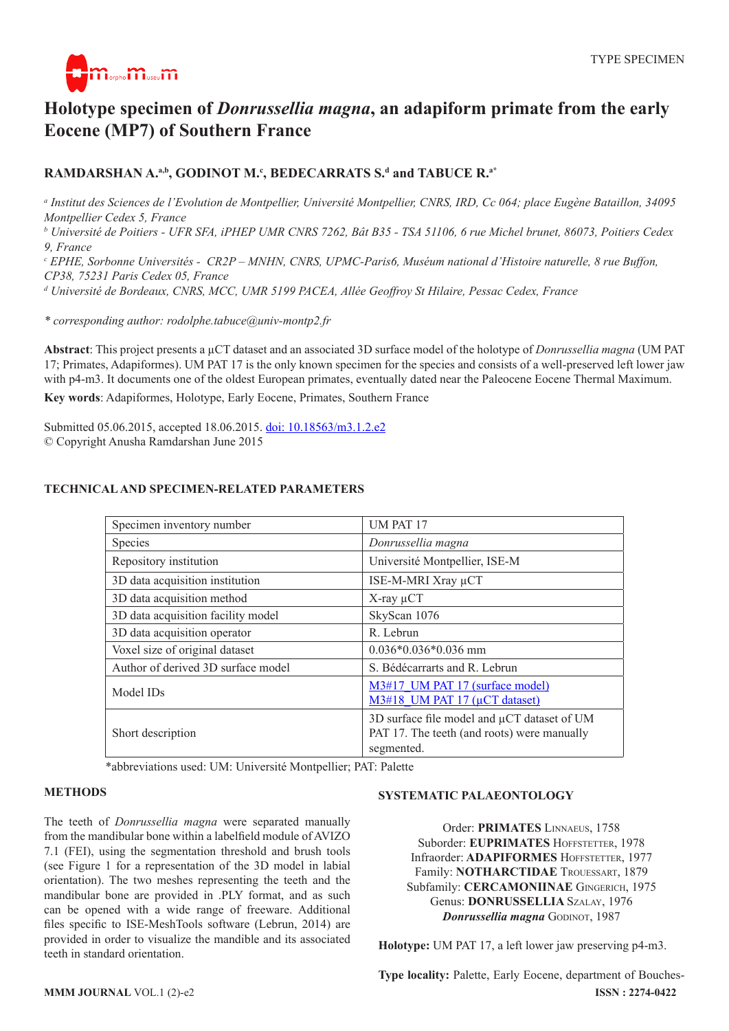TYPE SPECIMEN

# Holotype specimen of *Donrussellia magna*, an adapiform primate from the early Eocene (MP7) of Southern France

**RAMDARSHAN A.[a,b], GODINOT M.[c], BEDECARRATS S.[d] and TABUCE R.[a*]**

*[a] Institut des Sciences de l'Evolution de Montpellier, Université Montpellier, CNRS, IRD, Cc 064; place Eugène Bataillon, 34095 Montpellier Cedex 5, France*
*[b] Université de Poitiers - UFR SFA, iPHEP UMR CNRS 7262, Bât B35 - TSA 51106, 6 rue Michel brunet, 86073, Poitiers Cedex 9, France*
*[c] EPHE, Sorbonne Universités - CR2P – MNHN, CNRS, UPMC-Paris6, Muséum national d'Histoire naturelle, 8 rue Buffon, CP38, 75231 Paris Cedex 05, France*
*[d] Université de Bordeaux, CNRS, MCC, UMR 5199 PACEA, Allée Geoffroy St Hilaire, Pessac Cedex, France*

*\* corresponding author: rodolphe.tabuce@univ-montp2.fr*

**Abstract**: This project presents a µCT dataset and an associated 3D surface model of the holotype of *Donrussellia magna* (UM PAT 17; Primates, Adapiformes). UM PAT 17 is the only known specimen for the species and consists of a well-preserved left lower jaw with p4-m3. It documents one of the oldest European primates, eventually dated near the Paleocene Eocene Thermal Maximum.

**Key words**: Adapiformes, Holotype, Early Eocene, Primates, Southern France

Submitted 05.06.2015, accepted 18.06.2015. doi: 10.18563/m3.1.2.e2
© Copyright Anusha Ramdarshan June 2015

## TECHNICAL AND SPECIMEN-RELATED PARAMETERS

| | |
|---|---|
| Specimen inventory number | UM PAT 17 |
| Species | *Donrussellia magna* |
| Repository institution | Université Montpellier, ISE-M |
| 3D data acquisition institution | ISE-M-MRI Xray µCT |
| 3D data acquisition method | X-ray µCT |
| 3D data acquisition facility model | SkyScan 1076 |
| 3D data acquisition operator | R. Lebrun |
| Voxel size of original dataset | 0.036\*0.036\*0.036 mm |
| Author of derived 3D surface model | S. Bédécarrarts and R. Lebrun |
| Model IDs | M3#17_UM PAT 17 (surface model)<br>M3#18_UM PAT 17 (µCT dataset) |
| Short description | 3D surface file model and µCT dataset of UM PAT 17. The teeth (and roots) were manually segmented. |

\*abbreviations used: UM: Université Montpellier; PAT: Palette

## METHODS

The teeth of *Donrussellia magna* were separated manually from the mandibular bone within a labelfield module of AVIZO 7.1 (FEI), using the segmentation threshold and brush tools (see Figure 1 for a representation of the 3D model in labial orientation). The two meshes representing the teeth and the mandibular bone are provided in .PLY format, and as such can be opened with a wide range of freeware. Additional files specific to ISE-MeshTools software (Lebrun, 2014) are provided in order to visualize the mandible and its associated teeth in standard orientation.

## SYSTEMATIC PALAEONTOLOGY

Order: **PRIMATES** Linnaeus, 1758
Suborder: **EUPRIMATES** Hoffstetter, 1978
Infraorder: **ADAPIFORMES** Hoffstetter, 1977
Family: **NOTHARCTIDAE** Trouessart, 1879
Subfamily: **CERCAMONIINAE** Gingerich, 1975
Genus: **DONRUSSELLIA** Szalay, 1976
***Donrussellia magna*** Godinot, 1987

**Holotype:** UM PAT 17, a left lower jaw preserving p4-m3.

**Type locality:** Palette, Early Eocene, department of Bouches-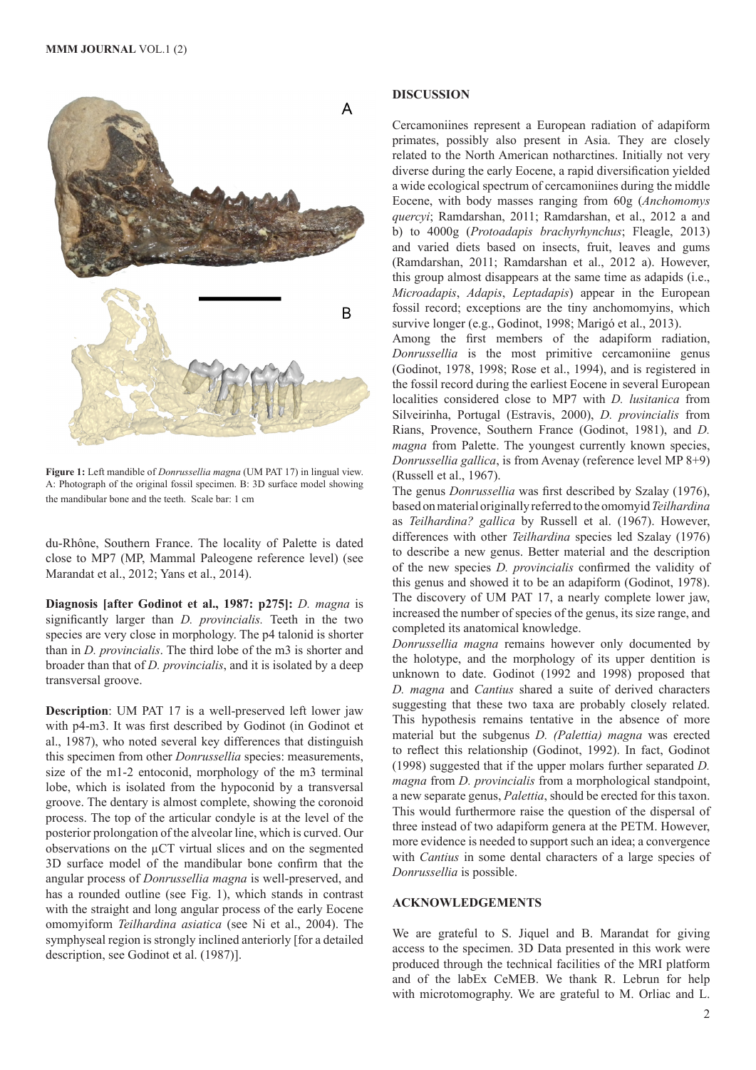Figure 1: Left mandible of *Donrussellia magna* (UM PAT 17) in lingual view. A: Photograph of the original fossil specimen. B: 3D surface model showing the mandibular bone and the teeth. Scale bar: 1 cm

du-Rhône, Southern France. The locality of Palette is dated close to MP7 (MP, Mammal Paleogene reference level) (see Marandat et al., 2012; Yans et al., 2014).

**Diagnosis [after Godinot et al., 1987: p275]:** *D. magna* is significantly larger than *D. provincialis.* Teeth in the two species are very close in morphology. The p4 talonid is shorter than in *D. provincialis*. The third lobe of the m3 is shorter and broader than that of *D. provincialis*, and it is isolated by a deep transversal groove.

**Description**: UM PAT 17 is a well-preserved left lower jaw with p4-m3. It was first described by Godinot (in Godinot et al., 1987), who noted several key differences that distinguish this specimen from other *Donrussellia* species: measurements, size of the m1-2 entoconid, morphology of the m3 terminal lobe, which is isolated from the hypoconid by a transversal groove. The dentary is almost complete, showing the coronoid process. The top of the articular condyle is at the level of the posterior prolongation of the alveolar line, which is curved. Our observations on the µCT virtual slices and on the segmented 3D surface model of the mandibular bone confirm that the angular process of *Donrussellia magna* is well-preserved, and has a rounded outline (see Fig. 1), which stands in contrast with the straight and long angular process of the early Eocene omomyiform *Teilhardina asiatica* (see Ni et al., 2004). The symphyseal region is strongly inclined anteriorly [for a detailed description, see Godinot et al. (1987)].

## DISCUSSION

Cercamoniines represent a European radiation of adapiform primates, possibly also present in Asia. They are closely related to the North American notharctines. Initially not very diverse during the early Eocene, a rapid diversification yielded a wide ecological spectrum of cercamoniines during the middle Eocene, with body masses ranging from 60g (*Anchomomys quercyi*; Ramdarshan, 2011; Ramdarshan, et al., 2012 a and b) to 4000g (*Protoadapis brachyrhynchus*; Fleagle, 2013) and varied diets based on insects, fruit, leaves and gums (Ramdarshan, 2011; Ramdarshan et al., 2012 a). However, this group almost disappears at the same time as adapids (i.e., *Microadapis*, *Adapis*, *Leptadapis*) appear in the European fossil record; exceptions are the tiny anchomomyins, which survive longer (e.g., Godinot, 1998; Marigó et al., 2013).

Among the first members of the adapiform radiation, *Donrussellia* is the most primitive cercamoniine genus (Godinot, 1978, 1998; Rose et al., 1994), and is registered in the fossil record during the earliest Eocene in several European localities considered close to MP7 with *D. lusitanica* from Silveirinha, Portugal (Estravis, 2000), *D. provincialis* from Rians, Provence, Southern France (Godinot, 1981), and *D. magna* from Palette. The youngest currently known species, *Donrussellia gallica*, is from Avenay (reference level MP 8+9) (Russell et al., 1967).

The genus *Donrussellia* was first described by Szalay (1976), based on material originally referred to the omomyid *Teilhardina* as *Teilhardina? gallica* by Russell et al. (1967). However, differences with other *Teilhardina* species led Szalay (1976) to describe a new genus. Better material and the description of the new species *D. provincialis* confirmed the validity of this genus and showed it to be an adapiform (Godinot, 1978). The discovery of UM PAT 17, a nearly complete lower jaw, increased the number of species of the genus, its size range, and completed its anatomical knowledge.

*Donrussellia magna* remains however only documented by the holotype, and the morphology of its upper dentition is unknown to date. Godinot (1992 and 1998) proposed that *D. magna* and *Cantius* shared a suite of derived characters suggesting that these two taxa are probably closely related. This hypothesis remains tentative in the absence of more material but the subgenus *D. (Palettia) magna* was erected to reflect this relationship (Godinot, 1992). In fact, Godinot (1998) suggested that if the upper molars further separated *D. magna* from *D. provincialis* from a morphological standpoint, a new separate genus, *Palettia*, should be erected for this taxon. This would furthermore raise the question of the dispersal of three instead of two adapiform genera at the PETM. However, more evidence is needed to support such an idea; a convergence with *Cantius* in some dental characters of a large species of *Donrussellia* is possible.

## ACKNOWLEDGEMENTS

We are grateful to S. Jiquel and B. Marandat for giving access to the specimen. 3D Data presented in this work were produced through the technical facilities of the MRI platform and of the labEx CeMEB. We thank R. Lebrun for help with microtomography. We are grateful to M. Orliac and L.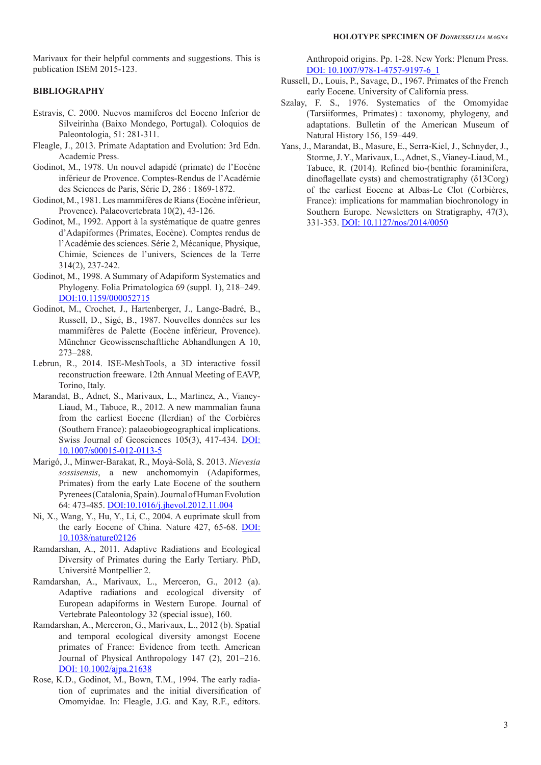Marivaux for their helpful comments and suggestions. This is publication ISEM 2015-123.

## BIBLIOGRAPHY

Estravis, C. 2000. Nuevos mamiferos del Eoceno Inferior de Silveirinha (Baixo Mondego, Portugal). Coloquios de Paleontologia, 51: 281-311.

Fleagle, J., 2013. Primate Adaptation and Evolution: 3rd Edn. Academic Press.

Godinot, M., 1978. Un nouvel adapidé (primate) de l'Eocène inférieur de Provence. Comptes-Rendus de l'Académie des Sciences de Paris, Série D, 286 : 1869-1872.

Godinot, M., 1981. Les mammifères de Rians (Eocène inférieur, Provence). Palaeovertebrata 10(2), 43-126.

Godinot, M., 1992. Apport à la systématique de quatre genres d'Adapiformes (Primates, Eocène). Comptes rendus de l'Académie des sciences. Série 2, Mécanique, Physique, Chimie, Sciences de l'univers, Sciences de la Terre 314(2), 237-242.

Godinot, M., 1998. A Summary of Adapiform Systematics and Phylogeny. Folia Primatologica 69 (suppl. 1), 218–249. DOI:10.1159/000052715

Godinot, M., Crochet, J., Hartenberger, J., Lange-Badré, B., Russell, D., Sigé, B., 1987. Nouvelles données sur les mammifères de Palette (Eocène inférieur, Provence). Münchner Geowissenschaftliche Abhandlungen A 10, 273–288.

Lebrun, R., 2014. ISE-MeshTools, a 3D interactive fossil reconstruction freeware. 12th Annual Meeting of EAVP, Torino, Italy.

Marandat, B., Adnet, S., Marivaux, L., Martinez, A., Vianey-Liaud, M., Tabuce, R., 2012. A new mammalian fauna from the earliest Eocene (Ilerdian) of the Corbières (Southern France): palaeobiogeographical implications. Swiss Journal of Geosciences 105(3), 417-434. DOI: 10.1007/s00015-012-0113-5

Marigó, J., Minwer-Barakat, R., Moyà-Solà, S. 2013. *Nievesia sossisensis*, a new anchomomyin (Adapiformes, Primates) from the early Late Eocene of the southern Pyrenees (Catalonia, Spain). Journal of Human Evolution 64: 473-485. DOI:10.1016/j.jhevol.2012.11.004

Ni, X., Wang, Y., Hu, Y., Li, C., 2004. A euprimate skull from the early Eocene of China. Nature 427, 65-68. DOI: 10.1038/nature02126

Ramdarshan, A., 2011. Adaptive Radiations and Ecological Diversity of Primates during the Early Tertiary. PhD, Université Montpellier 2.

Ramdarshan, A., Marivaux, L., Merceron, G., 2012 (a). Adaptive radiations and ecological diversity of European adapiforms in Western Europe. Journal of Vertebrate Paleontology 32 (special issue), 160.

Ramdarshan, A., Merceron, G., Marivaux, L., 2012 (b). Spatial and temporal ecological diversity amongst Eocene primates of France: Evidence from teeth. American Journal of Physical Anthropology 147 (2), 201–216. DOI: 10.1002/ajpa.21638

Rose, K.D., Godinot, M., Bown, T.M., 1994. The early radiation of euprimates and the initial diversification of Omomyidae. In: Fleagle, J.G. and Kay, R.F., editors. Anthropoid origins. Pp. 1-28. New York: Plenum Press. DOI: 10.1007/978-1-4757-9197-6_1

Russell, D., Louis, P., Savage, D., 1967. Primates of the French early Eocene. University of California press.

Szalay, F. S., 1976. Systematics of the Omomyidae (Tarsiiformes, Primates) : taxonomy, phylogeny, and adaptations. Bulletin of the American Museum of Natural History 156, 159–449.

Yans, J., Marandat, B., Masure, E., Serra-Kiel, J., Schnyder, J., Storme, J. Y., Marivaux, L., Adnet, S., Vianey-Liaud, M., Tabuce, R. (2014). Refined bio-(benthic foraminifera, dinoflagellate cysts) and chemostratigraphy (δ13Corg) of the earliest Eocene at Albas-Le Clot (Corbières, France): implications for mammalian biochronology in Southern Europe. Newsletters on Stratigraphy, 47(3), 331-353. DOI: 10.1127/nos/2014/0050